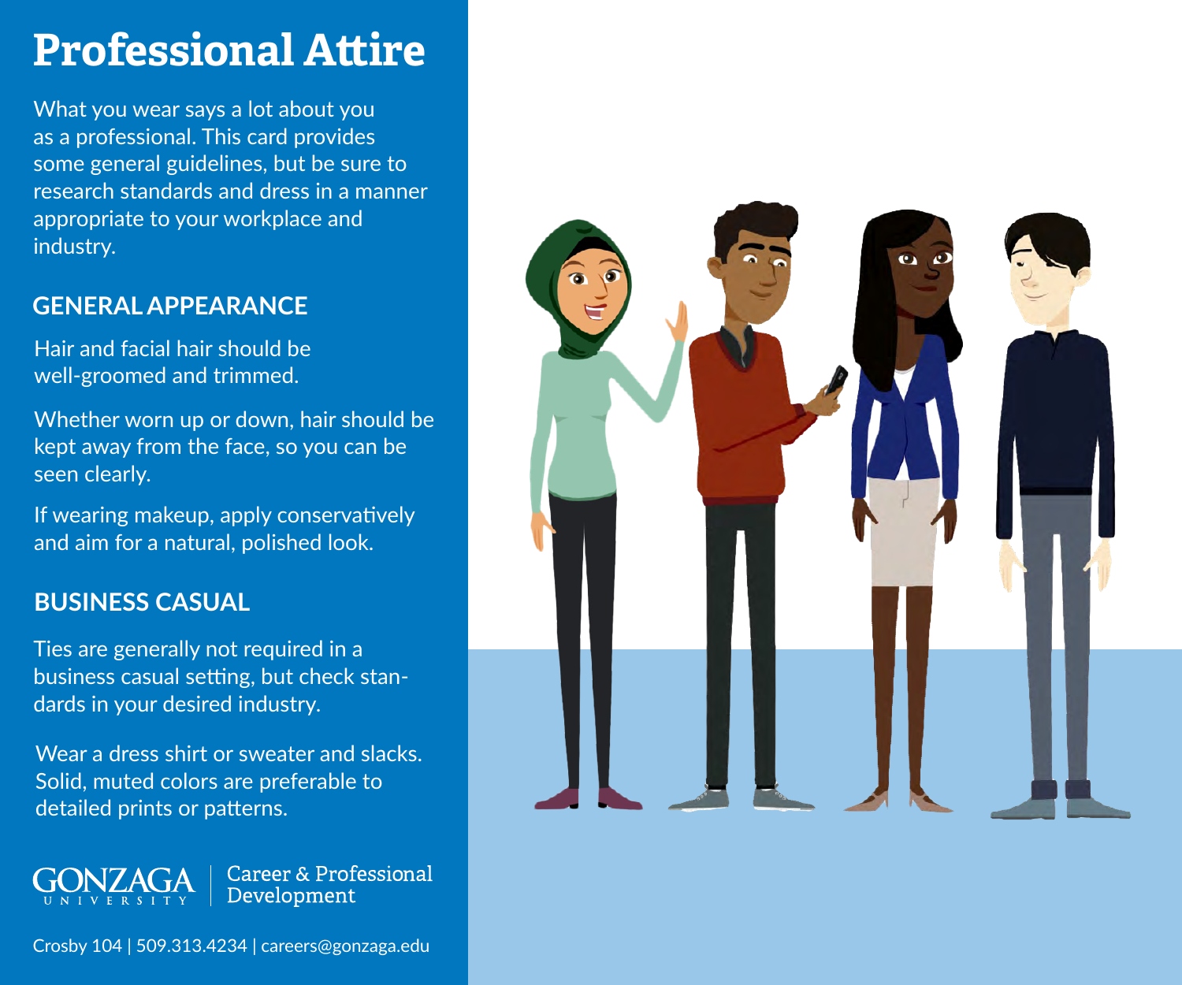# Professional Attire

What you wear says a lot about you as a professional. This card provides some general guidelines, but be sure to research standards and dress in a manner appropriate to your workplace and industry.

## GENERAL APPEARANCE

Hair and facial hair should be well-groomed and trimmed.

Whether worn up or down, hair should be kept away from the face, so you can be seen clearly.

If wearing makeup, apply conservatively and aim for a natural, polished look.

## BUSINESS CASUAL

Ties are generally not required in a business casual setting, but check standards in your desired industry.

Wear a dress shirt or sweater and slacks. Solid, muted colors are preferable to detailed prints or patterns.

GONZAGA UNIVERSITY | Career & Professional Development

Crosby 104 | 509.313.4234 | careers@gonzaga.edu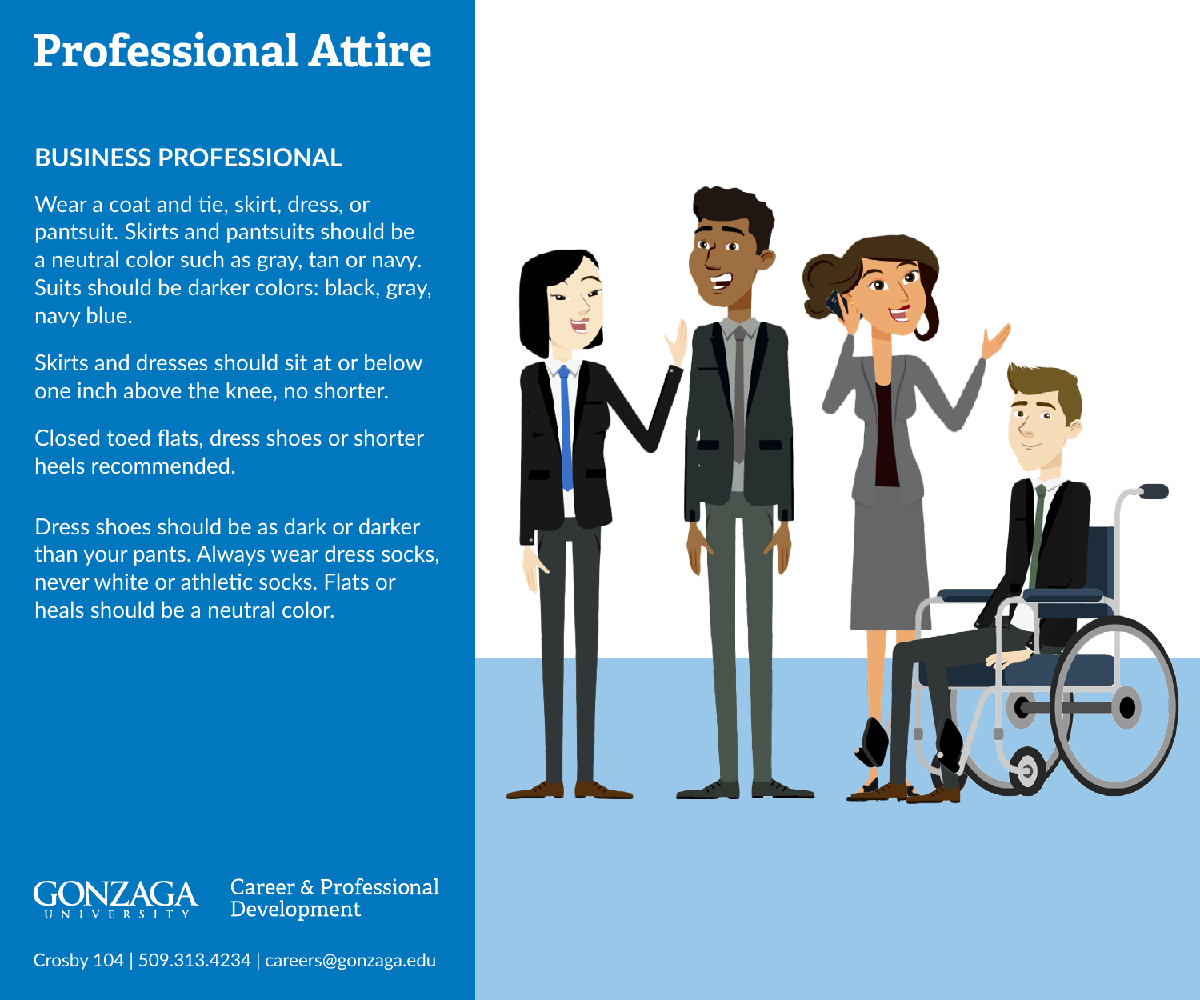# Professional Attire

## BUSINESS PROFESSIONAL

Wear a coat and tie, skirt, dress, or pantsuit. Skirts and pantsuits should be a neutral color such as gray, tan or navy. Suits should be darker colors: black, gray, navy blue.

Skirts and dresses should sit at or below one inch above the knee, no shorter.

Closed toed flats, dress shoes or shorter heels recommended.

Dress shoes should be as dark or darker than your pants. Always wear dress socks, never white or athletic socks. Flats or heals should be a neutral color.

GONZAGA UNIVERSITY | Career & Professional Development

Crosby 104 | 509.313.4234 | careers@gonzaga.edu